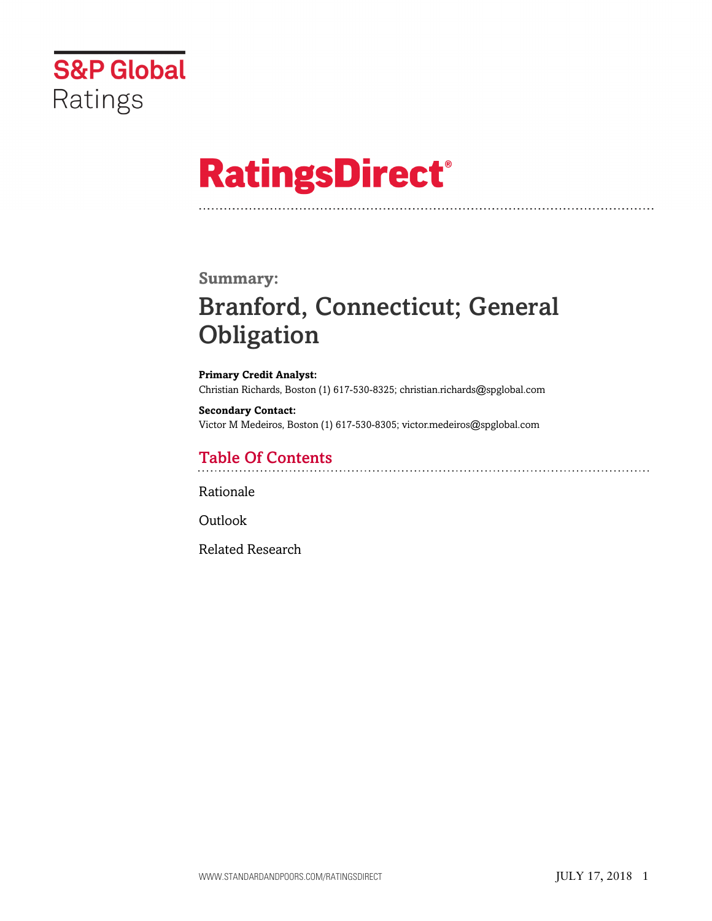S&P Global Ratings

# RatingsDirect®

## Summary:

# Branford, Connecticut; General Obligation

**Primary Credit Analyst:**
Christian Richards, Boston (1) 617-530-8325; christian.richards@spglobal.com

**Secondary Contact:**
Victor M Medeiros, Boston (1) 617-530-8305; victor.medeiros@spglobal.com

## Table Of Contents

Rationale

Outlook

Related Research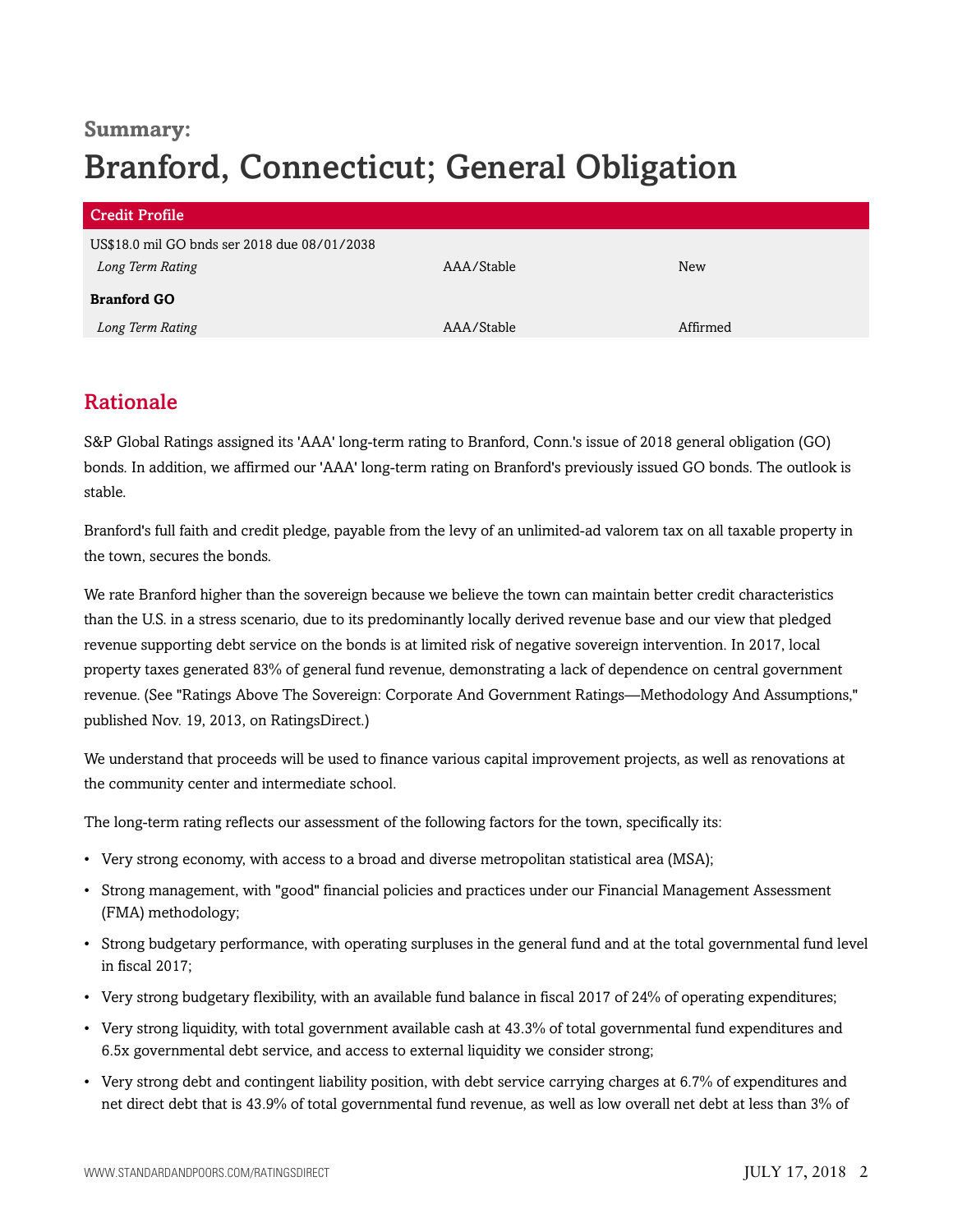**Summary:**

# Branford, Connecticut; General Obligation

| Credit Profile | | |
|---|---|---|
| US$18.0 mil GO bnds ser 2018 due 08/01/2038 | | |
| *Long Term Rating* | AAA/Stable | New |
| **Branford GO** | | |
| *Long Term Rating* | AAA/Stable | Affirmed |

## Rationale

S&P Global Ratings assigned its 'AAA' long-term rating to Branford, Conn.'s issue of 2018 general obligation (GO) bonds. In addition, we affirmed our 'AAA' long-term rating on Branford's previously issued GO bonds. The outlook is stable.

Branford's full faith and credit pledge, payable from the levy of an unlimited-ad valorem tax on all taxable property in the town, secures the bonds.

We rate Branford higher than the sovereign because we believe the town can maintain better credit characteristics than the U.S. in a stress scenario, due to its predominantly locally derived revenue base and our view that pledged revenue supporting debt service on the bonds is at limited risk of negative sovereign intervention. In 2017, local property taxes generated 83% of general fund revenue, demonstrating a lack of dependence on central government revenue. (See "Ratings Above The Sovereign: Corporate And Government Ratings—Methodology And Assumptions," published Nov. 19, 2013, on RatingsDirect.)

We understand that proceeds will be used to finance various capital improvement projects, as well as renovations at the community center and intermediate school.

The long-term rating reflects our assessment of the following factors for the town, specifically its:

- Very strong economy, with access to a broad and diverse metropolitan statistical area (MSA);
- Strong management, with "good" financial policies and practices under our Financial Management Assessment (FMA) methodology;
- Strong budgetary performance, with operating surpluses in the general fund and at the total governmental fund level in fiscal 2017;
- Very strong budgetary flexibility, with an available fund balance in fiscal 2017 of 24% of operating expenditures;
- Very strong liquidity, with total government available cash at 43.3% of total governmental fund expenditures and 6.5x governmental debt service, and access to external liquidity we consider strong;
- Very strong debt and contingent liability position, with debt service carrying charges at 6.7% of expenditures and net direct debt that is 43.9% of total governmental fund revenue, as well as low overall net debt at less than 3% of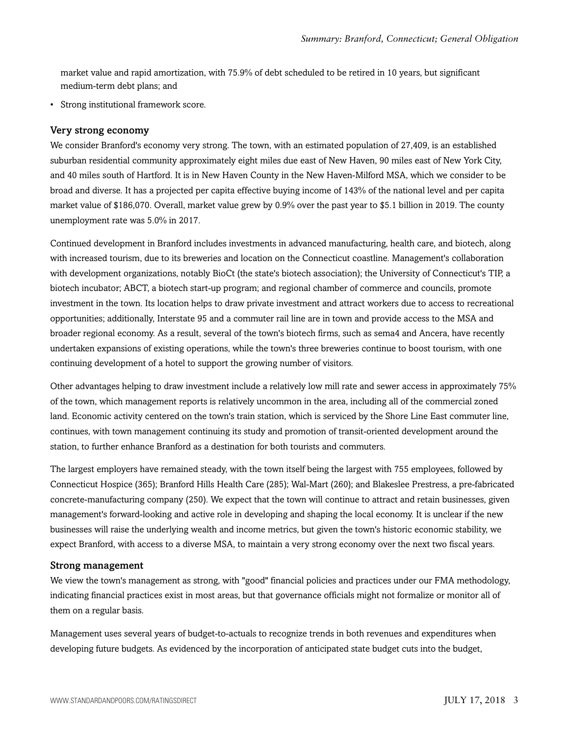market value and rapid amortization, with 75.9% of debt scheduled to be retired in 10 years, but significant medium-term debt plans; and

- Strong institutional framework score.

### Very strong economy

We consider Branford's economy very strong. The town, with an estimated population of 27,409, is an established suburban residential community approximately eight miles due east of New Haven, 90 miles east of New York City, and 40 miles south of Hartford. It is in New Haven County in the New Haven-Milford MSA, which we consider to be broad and diverse. It has a projected per capita effective buying income of 143% of the national level and per capita market value of $186,070. Overall, market value grew by 0.9% over the past year to $5.1 billion in 2019. The county unemployment rate was 5.0% in 2017.

Continued development in Branford includes investments in advanced manufacturing, health care, and biotech, along with increased tourism, due to its breweries and location on the Connecticut coastline. Management's collaboration with development organizations, notably BioCt (the state's biotech association); the University of Connecticut's TIP, a biotech incubator; ABCT, a biotech start-up program; and regional chamber of commerce and councils, promote investment in the town. Its location helps to draw private investment and attract workers due to access to recreational opportunities; additionally, Interstate 95 and a commuter rail line are in town and provide access to the MSA and broader regional economy. As a result, several of the town's biotech firms, such as sema4 and Ancera, have recently undertaken expansions of existing operations, while the town's three breweries continue to boost tourism, with one continuing development of a hotel to support the growing number of visitors.

Other advantages helping to draw investment include a relatively low mill rate and sewer access in approximately 75% of the town, which management reports is relatively uncommon in the area, including all of the commercial zoned land. Economic activity centered on the town's train station, which is serviced by the Shore Line East commuter line, continues, with town management continuing its study and promotion of transit-oriented development around the station, to further enhance Branford as a destination for both tourists and commuters.

The largest employers have remained steady, with the town itself being the largest with 755 employees, followed by Connecticut Hospice (365); Branford Hills Health Care (285); Wal-Mart (260); and Blakeslee Prestress, a pre-fabricated concrete-manufacturing company (250). We expect that the town will continue to attract and retain businesses, given management's forward-looking and active role in developing and shaping the local economy. It is unclear if the new businesses will raise the underlying wealth and income metrics, but given the town's historic economic stability, we expect Branford, with access to a diverse MSA, to maintain a very strong economy over the next two fiscal years.

### Strong management

We view the town's management as strong, with "good" financial policies and practices under our FMA methodology, indicating financial practices exist in most areas, but that governance officials might not formalize or monitor all of them on a regular basis.

Management uses several years of budget-to-actuals to recognize trends in both revenues and expenditures when developing future budgets. As evidenced by the incorporation of anticipated state budget cuts into the budget,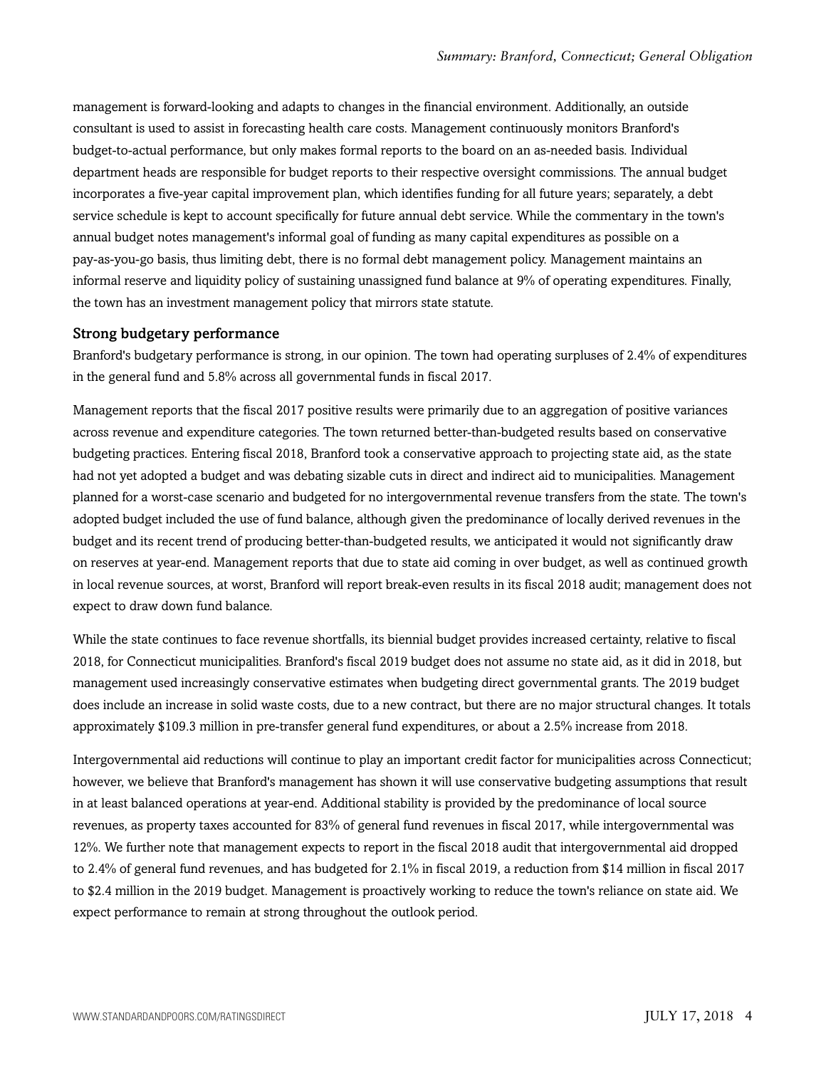management is forward-looking and adapts to changes in the financial environment. Additionally, an outside consultant is used to assist in forecasting health care costs. Management continuously monitors Branford's budget-to-actual performance, but only makes formal reports to the board on an as-needed basis. Individual department heads are responsible for budget reports to their respective oversight commissions. The annual budget incorporates a five-year capital improvement plan, which identifies funding for all future years; separately, a debt service schedule is kept to account specifically for future annual debt service. While the commentary in the town's annual budget notes management's informal goal of funding as many capital expenditures as possible on a pay-as-you-go basis, thus limiting debt, there is no formal debt management policy. Management maintains an informal reserve and liquidity policy of sustaining unassigned fund balance at 9% of operating expenditures. Finally, the town has an investment management policy that mirrors state statute.

### Strong budgetary performance

Branford's budgetary performance is strong, in our opinion. The town had operating surpluses of 2.4% of expenditures in the general fund and 5.8% across all governmental funds in fiscal 2017.

Management reports that the fiscal 2017 positive results were primarily due to an aggregation of positive variances across revenue and expenditure categories. The town returned better-than-budgeted results based on conservative budgeting practices. Entering fiscal 2018, Branford took a conservative approach to projecting state aid, as the state had not yet adopted a budget and was debating sizable cuts in direct and indirect aid to municipalities. Management planned for a worst-case scenario and budgeted for no intergovernmental revenue transfers from the state. The town's adopted budget included the use of fund balance, although given the predominance of locally derived revenues in the budget and its recent trend of producing better-than-budgeted results, we anticipated it would not significantly draw on reserves at year-end. Management reports that due to state aid coming in over budget, as well as continued growth in local revenue sources, at worst, Branford will report break-even results in its fiscal 2018 audit; management does not expect to draw down fund balance.

While the state continues to face revenue shortfalls, its biennial budget provides increased certainty, relative to fiscal 2018, for Connecticut municipalities. Branford's fiscal 2019 budget does not assume no state aid, as it did in 2018, but management used increasingly conservative estimates when budgeting direct governmental grants. The 2019 budget does include an increase in solid waste costs, due to a new contract, but there are no major structural changes. It totals approximately $109.3 million in pre-transfer general fund expenditures, or about a 2.5% increase from 2018.

Intergovernmental aid reductions will continue to play an important credit factor for municipalities across Connecticut; however, we believe that Branford's management has shown it will use conservative budgeting assumptions that result in at least balanced operations at year-end. Additional stability is provided by the predominance of local source revenues, as property taxes accounted for 83% of general fund revenues in fiscal 2017, while intergovernmental was 12%. We further note that management expects to report in the fiscal 2018 audit that intergovernmental aid dropped to 2.4% of general fund revenues, and has budgeted for 2.1% in fiscal 2019, a reduction from $14 million in fiscal 2017 to $2.4 million in the 2019 budget. Management is proactively working to reduce the town's reliance on state aid. We expect performance to remain at strong throughout the outlook period.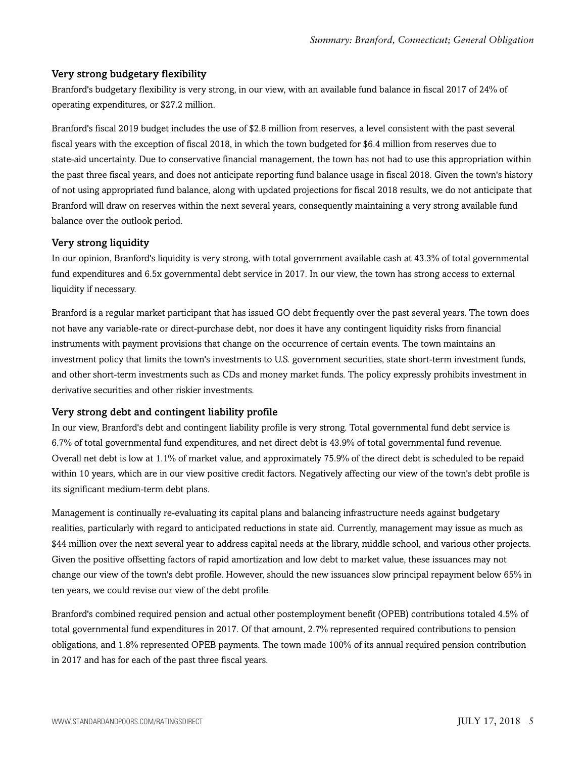### Very strong budgetary flexibility

Branford's budgetary flexibility is very strong, in our view, with an available fund balance in fiscal 2017 of 24% of operating expenditures, or $27.2 million.

Branford's fiscal 2019 budget includes the use of $2.8 million from reserves, a level consistent with the past several fiscal years with the exception of fiscal 2018, in which the town budgeted for $6.4 million from reserves due to state-aid uncertainty. Due to conservative financial management, the town has not had to use this appropriation within the past three fiscal years, and does not anticipate reporting fund balance usage in fiscal 2018. Given the town's history of not using appropriated fund balance, along with updated projections for fiscal 2018 results, we do not anticipate that Branford will draw on reserves within the next several years, consequently maintaining a very strong available fund balance over the outlook period.

### Very strong liquidity

In our opinion, Branford's liquidity is very strong, with total government available cash at 43.3% of total governmental fund expenditures and 6.5x governmental debt service in 2017. In our view, the town has strong access to external liquidity if necessary.

Branford is a regular market participant that has issued GO debt frequently over the past several years. The town does not have any variable-rate or direct-purchase debt, nor does it have any contingent liquidity risks from financial instruments with payment provisions that change on the occurrence of certain events. The town maintains an investment policy that limits the town's investments to U.S. government securities, state short-term investment funds, and other short-term investments such as CDs and money market funds. The policy expressly prohibits investment in derivative securities and other riskier investments.

### Very strong debt and contingent liability profile

In our view, Branford's debt and contingent liability profile is very strong. Total governmental fund debt service is 6.7% of total governmental fund expenditures, and net direct debt is 43.9% of total governmental fund revenue. Overall net debt is low at 1.1% of market value, and approximately 75.9% of the direct debt is scheduled to be repaid within 10 years, which are in our view positive credit factors. Negatively affecting our view of the town's debt profile is its significant medium-term debt plans.

Management is continually re-evaluating its capital plans and balancing infrastructure needs against budgetary realities, particularly with regard to anticipated reductions in state aid. Currently, management may issue as much as $44 million over the next several year to address capital needs at the library, middle school, and various other projects. Given the positive offsetting factors of rapid amortization and low debt to market value, these issuances may not change our view of the town's debt profile. However, should the new issuances slow principal repayment below 65% in ten years, we could revise our view of the debt profile.

Branford's combined required pension and actual other postemployment benefit (OPEB) contributions totaled 4.5% of total governmental fund expenditures in 2017. Of that amount, 2.7% represented required contributions to pension obligations, and 1.8% represented OPEB payments. The town made 100% of its annual required pension contribution in 2017 and has for each of the past three fiscal years.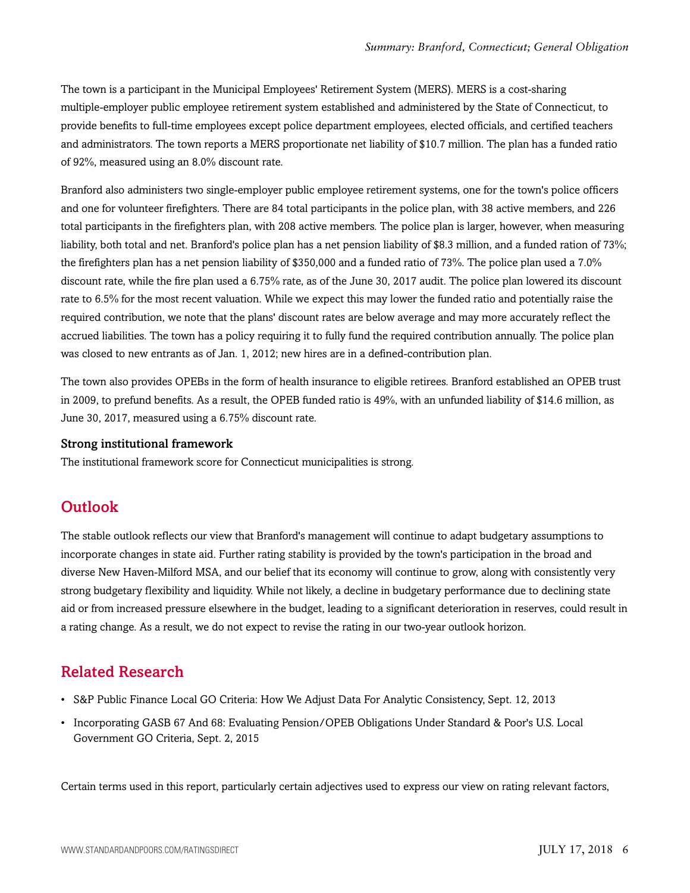The town is a participant in the Municipal Employees' Retirement System (MERS). MERS is a cost-sharing multiple-employer public employee retirement system established and administered by the State of Connecticut, to provide benefits to full-time employees except police department employees, elected officials, and certified teachers and administrators. The town reports a MERS proportionate net liability of $10.7 million. The plan has a funded ratio of 92%, measured using an 8.0% discount rate.

Branford also administers two single-employer public employee retirement systems, one for the town's police officers and one for volunteer firefighters. There are 84 total participants in the police plan, with 38 active members, and 226 total participants in the firefighters plan, with 208 active members. The police plan is larger, however, when measuring liability, both total and net. Branford's police plan has a net pension liability of $8.3 million, and a funded ration of 73%; the firefighters plan has a net pension liability of $350,000 and a funded ratio of 73%. The police plan used a 7.0% discount rate, while the fire plan used a 6.75% rate, as of the June 30, 2017 audit. The police plan lowered its discount rate to 6.5% for the most recent valuation. While we expect this may lower the funded ratio and potentially raise the required contribution, we note that the plans' discount rates are below average and may more accurately reflect the accrued liabilities. The town has a policy requiring it to fully fund the required contribution annually. The police plan was closed to new entrants as of Jan. 1, 2012; new hires are in a defined-contribution plan.

The town also provides OPEBs in the form of health insurance to eligible retirees. Branford established an OPEB trust in 2009, to prefund benefits. As a result, the OPEB funded ratio is 49%, with an unfunded liability of $14.6 million, as June 30, 2017, measured using a 6.75% discount rate.

### Strong institutional framework

The institutional framework score for Connecticut municipalities is strong.

## Outlook

The stable outlook reflects our view that Branford's management will continue to adapt budgetary assumptions to incorporate changes in state aid. Further rating stability is provided by the town's participation in the broad and diverse New Haven-Milford MSA, and our belief that its economy will continue to grow, along with consistently very strong budgetary flexibility and liquidity. While not likely, a decline in budgetary performance due to declining state aid or from increased pressure elsewhere in the budget, leading to a significant deterioration in reserves, could result in a rating change. As a result, we do not expect to revise the rating in our two-year outlook horizon.

## Related Research

- S&P Public Finance Local GO Criteria: How We Adjust Data For Analytic Consistency, Sept. 12, 2013
- Incorporating GASB 67 And 68: Evaluating Pension/OPEB Obligations Under Standard & Poor's U.S. Local Government GO Criteria, Sept. 2, 2015

Certain terms used in this report, particularly certain adjectives used to express our view on rating relevant factors,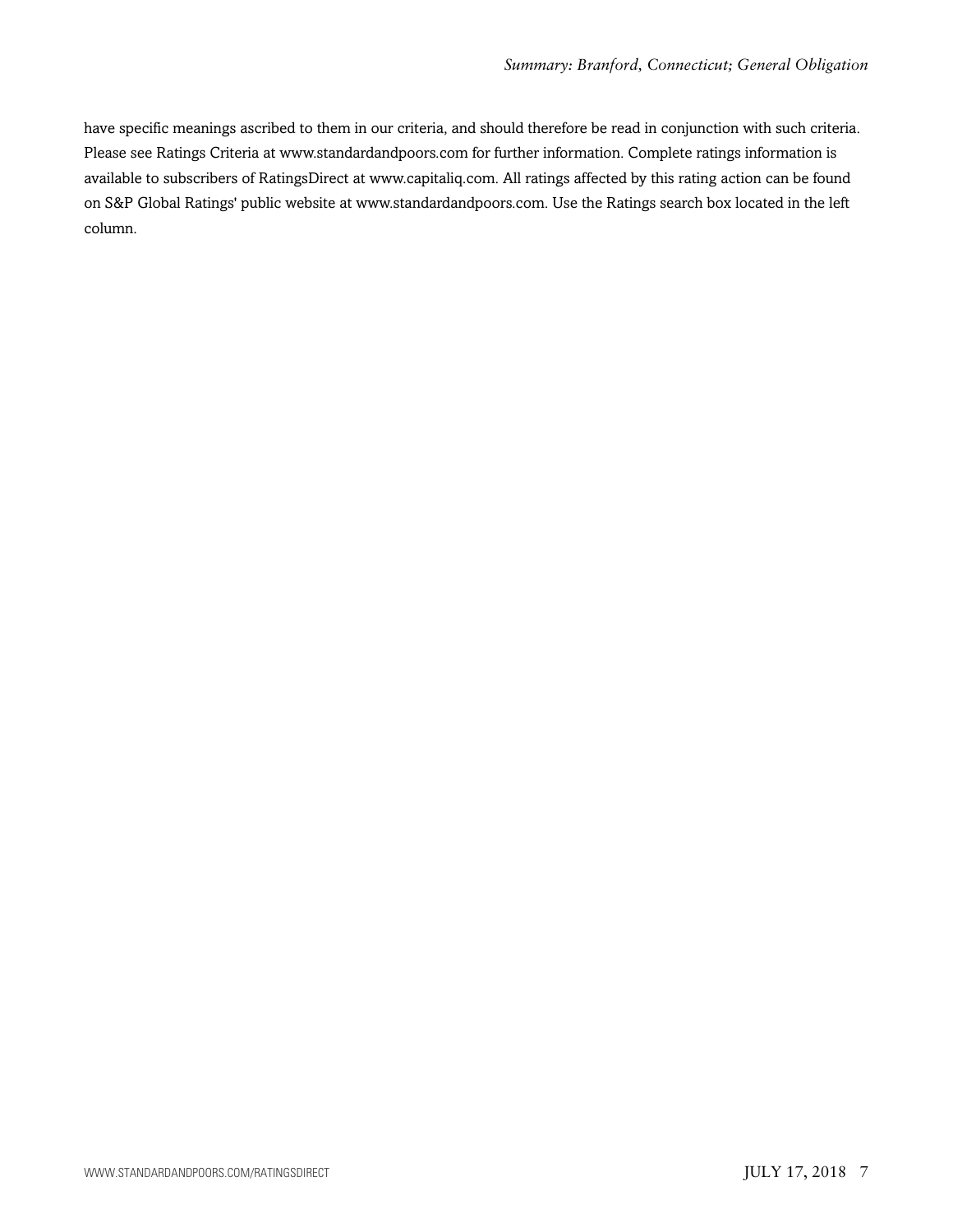have specific meanings ascribed to them in our criteria, and should therefore be read in conjunction with such criteria. Please see Ratings Criteria at www.standardandpoors.com for further information. Complete ratings information is available to subscribers of RatingsDirect at www.capitaliq.com. All ratings affected by this rating action can be found on S&P Global Ratings' public website at www.standardandpoors.com. Use the Ratings search box located in the left column.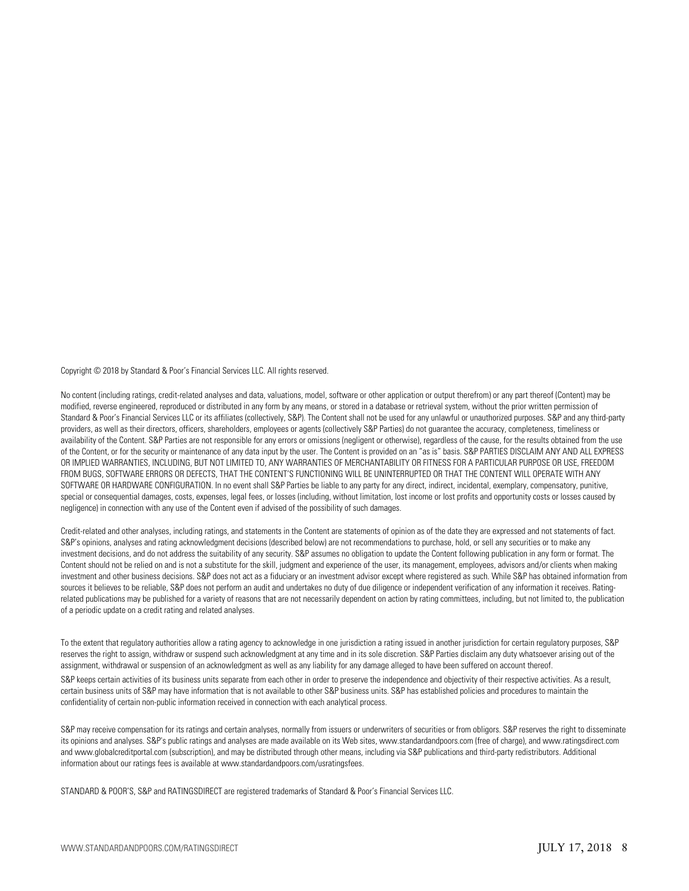Copyright © 2018 by Standard & Poor's Financial Services LLC. All rights reserved.

No content (including ratings, credit-related analyses and data, valuations, model, software or other application or output therefrom) or any part thereof (Content) may be modified, reverse engineered, reproduced or distributed in any form by any means, or stored in a database or retrieval system, without the prior written permission of Standard & Poor's Financial Services LLC or its affiliates (collectively, S&P). The Content shall not be used for any unlawful or unauthorized purposes. S&P and any third-party providers, as well as their directors, officers, shareholders, employees or agents (collectively S&P Parties) do not guarantee the accuracy, completeness, timeliness or availability of the Content. S&P Parties are not responsible for any errors or omissions (negligent or otherwise), regardless of the cause, for the results obtained from the use of the Content, or for the security or maintenance of any data input by the user. The Content is provided on an "as is" basis. S&P PARTIES DISCLAIM ANY AND ALL EXPRESS OR IMPLIED WARRANTIES, INCLUDING, BUT NOT LIMITED TO, ANY WARRANTIES OF MERCHANTABILITY OR FITNESS FOR A PARTICULAR PURPOSE OR USE, FREEDOM FROM BUGS, SOFTWARE ERRORS OR DEFECTS, THAT THE CONTENT'S FUNCTIONING WILL BE UNINTERRUPTED OR THAT THE CONTENT WILL OPERATE WITH ANY SOFTWARE OR HARDWARE CONFIGURATION. In no event shall S&P Parties be liable to any party for any direct, indirect, incidental, exemplary, compensatory, punitive, special or consequential damages, costs, expenses, legal fees, or losses (including, without limitation, lost income or lost profits and opportunity costs or losses caused by negligence) in connection with any use of the Content even if advised of the possibility of such damages.

Credit-related and other analyses, including ratings, and statements in the Content are statements of opinion as of the date they are expressed and not statements of fact. S&P's opinions, analyses and rating acknowledgment decisions (described below) are not recommendations to purchase, hold, or sell any securities or to make any investment decisions, and do not address the suitability of any security. S&P assumes no obligation to update the Content following publication in any form or format. The Content should not be relied on and is not a substitute for the skill, judgment and experience of the user, its management, employees, advisors and/or clients when making investment and other business decisions. S&P does not act as a fiduciary or an investment advisor except where registered as such. While S&P has obtained information from sources it believes to be reliable, S&P does not perform an audit and undertakes no duty of due diligence or independent verification of any information it receives. Rating-related publications may be published for a variety of reasons that are not necessarily dependent on action by rating committees, including, but not limited to, the publication of a periodic update on a credit rating and related analyses.

To the extent that regulatory authorities allow a rating agency to acknowledge in one jurisdiction a rating issued in another jurisdiction for certain regulatory purposes, S&P reserves the right to assign, withdraw or suspend such acknowledgment at any time and in its sole discretion. S&P Parties disclaim any duty whatsoever arising out of the assignment, withdrawal or suspension of an acknowledgment as well as any liability for any damage alleged to have been suffered on account thereof.

S&P keeps certain activities of its business units separate from each other in order to preserve the independence and objectivity of their respective activities. As a result, certain business units of S&P may have information that is not available to other S&P business units. S&P has established policies and procedures to maintain the confidentiality of certain non-public information received in connection with each analytical process.

S&P may receive compensation for its ratings and certain analyses, normally from issuers or underwriters of securities or from obligors. S&P reserves the right to disseminate its opinions and analyses. S&P's public ratings and analyses are made available on its Web sites, www.standardandpoors.com (free of charge), and www.ratingsdirect.com and www.globalcreditportal.com (subscription), and may be distributed through other means, including via S&P publications and third-party redistributors. Additional information about our ratings fees is available at www.standardandpoors.com/usratingsfees.

STANDARD & POOR'S, S&P and RATINGSDIRECT are registered trademarks of Standard & Poor's Financial Services LLC.